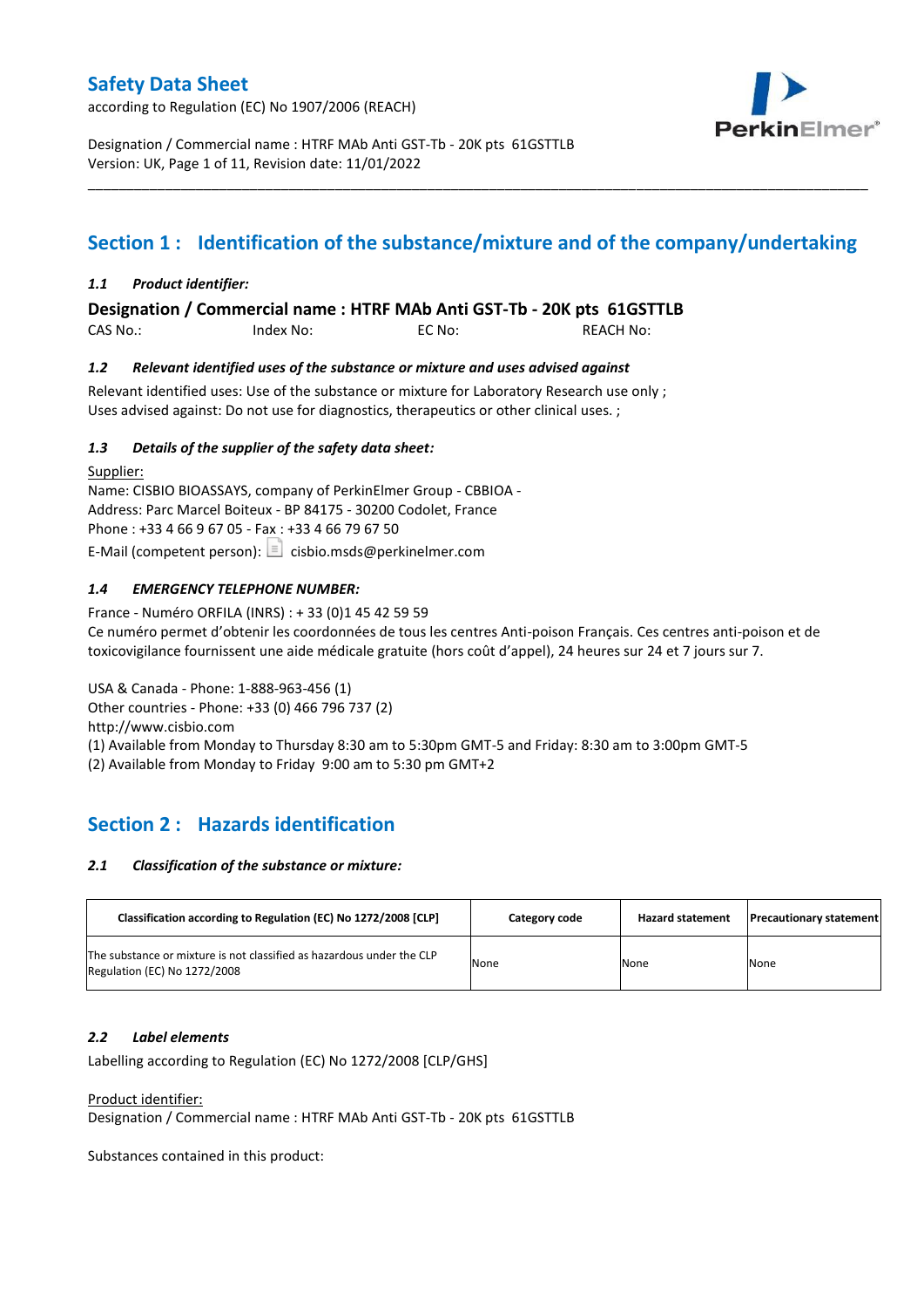# Safety Data Sheet

according to Regulation (EC) No 1907/2006 (REACH)

Designation / Commercial name : HTRF MAb Anti GST-Tb - 20K pts 61GSTTLB
Version: UK, Page 1 of 11, Revision date: 11/01/2022

## Section 1 : Identification of the substance/mixture and of the company/undertaking

### *1.1 Product identifier:*

**Designation / Commercial name : HTRF MAb Anti GST-Tb - 20K pts 61GSTTLB**

CAS No.: Index No: EC No: REACH No:

### *1.2 Relevant identified uses of the substance or mixture and uses advised against*

Relevant identified uses: Use of the substance or mixture for Laboratory Research use only ;
Uses advised against: Do not use for diagnostics, therapeutics or other clinical uses. ;

### *1.3 Details of the supplier of the safety data sheet:*

Supplier:
Name: CISBIO BIOASSAYS, company of PerkinElmer Group - CBBIOA -
Address: Parc Marcel Boiteux - BP 84175 - 30200 Codolet, France
Phone : +33 4 66 9 67 05 - Fax : +33 4 66 79 67 50
E-Mail (competent person): cisbio.msds@perkinelmer.com

### *1.4 EMERGENCY TELEPHONE NUMBER:*

France - Numéro ORFILA (INRS) : + 33 (0)1 45 42 59 59
Ce numéro permet d'obtenir les coordonnées de tous les centres Anti-poison Français. Ces centres anti-poison et de toxicovigilance fournissent une aide médicale gratuite (hors coût d'appel), 24 heures sur 24 et 7 jours sur 7.

USA & Canada - Phone: 1-888-963-456 (1)
Other countries - Phone: +33 (0) 466 796 737 (2)
http://www.cisbio.com
(1) Available from Monday to Thursday 8:30 am to 5:30pm GMT-5 and Friday: 8:30 am to 3:00pm GMT-5
(2) Available from Monday to Friday 9:00 am to 5:30 pm GMT+2

## Section 2 : Hazards identification

### *2.1 Classification of the substance or mixture:*

| Classification according to Regulation (EC) No 1272/2008 [CLP] | Category code | Hazard statement | Precautionary statement |
|---|---|---|---|
| The substance or mixture is not classified as hazardous under the CLP Regulation (EC) No 1272/2008 | None | None | None |

### *2.2 Label elements*

Labelling according to Regulation (EC) No 1272/2008 [CLP/GHS]

Product identifier:
Designation / Commercial name : HTRF MAb Anti GST-Tb - 20K pts 61GSTTLB

Substances contained in this product: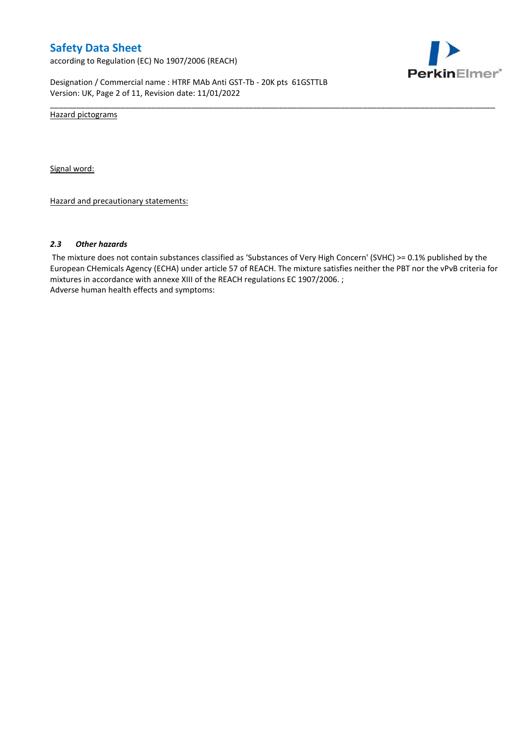Hazard pictograms

Signal word:

Hazard and precautionary statements:

### *2.3 Other hazards*

The mixture does not contain substances classified as 'Substances of Very High Concern' (SVHC) >= 0.1% published by the European CHemicals Agency (ECHA) under article 57 of REACH. The mixture satisfies neither the PBT nor the vPvB criteria for mixtures in accordance with annexe XIII of the REACH regulations EC 1907/2006. ;
Adverse human health effects and symptoms: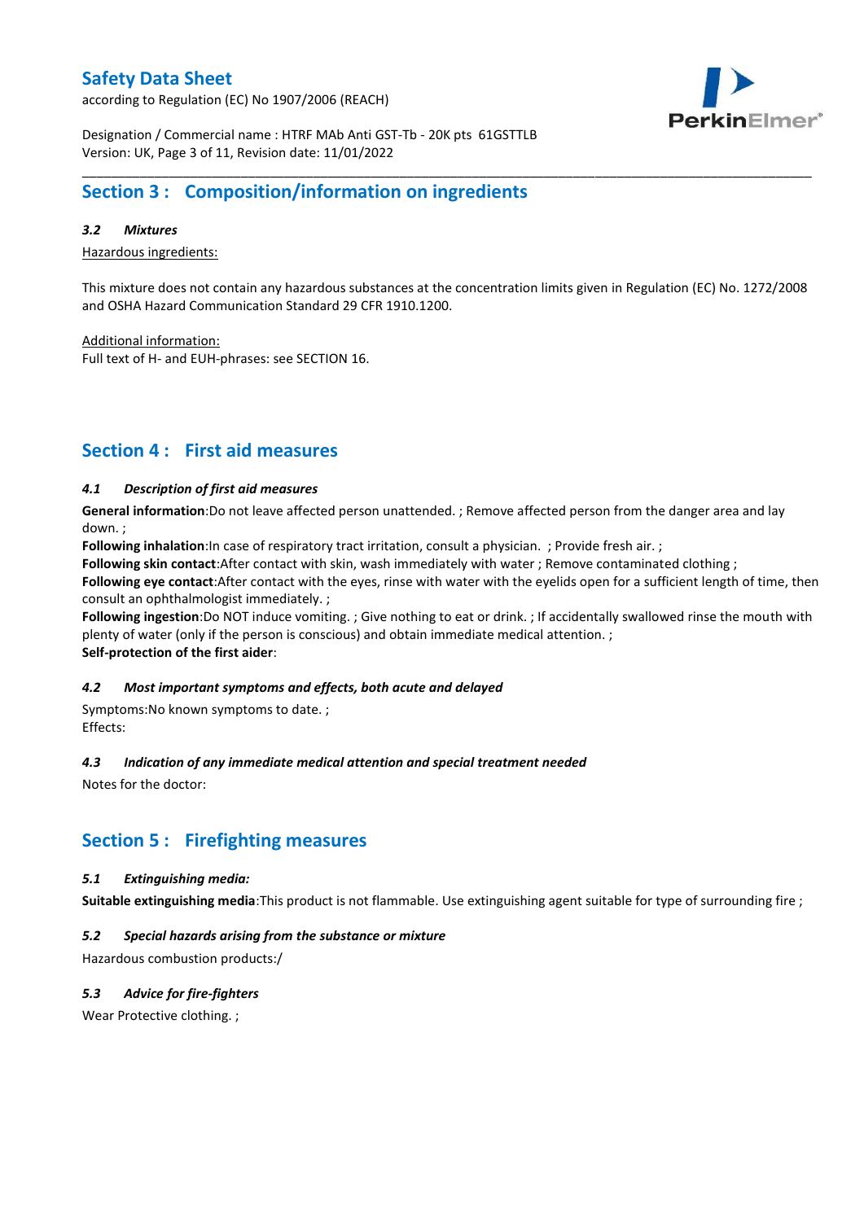## Section 3 : Composition/information on ingredients

### *3.2 Mixtures*

Hazardous ingredients:

This mixture does not contain any hazardous substances at the concentration limits given in Regulation (EC) No. 1272/2008 and OSHA Hazard Communication Standard 29 CFR 1910.1200.

Additional information:
Full text of H- and EUH-phrases: see SECTION 16.

## Section 4 : First aid measures

### *4.1 Description of first aid measures*

**General information**:Do not leave affected person unattended. ; Remove affected person from the danger area and lay down. ;
**Following inhalation**:In case of respiratory tract irritation, consult a physician. ; Provide fresh air. ;
**Following skin contact**:After contact with skin, wash immediately with water ; Remove contaminated clothing ;
**Following eye contact**:After contact with the eyes, rinse with water with the eyelids open for a sufficient length of time, then consult an ophthalmologist immediately. ;
**Following ingestion**:Do NOT induce vomiting. ; Give nothing to eat or drink. ; If accidentally swallowed rinse the mouth with plenty of water (only if the person is conscious) and obtain immediate medical attention. ;
**Self-protection of the first aider**:

### *4.2 Most important symptoms and effects, both acute and delayed*

Symptoms:No known symptoms to date. ;
Effects:

### *4.3 Indication of any immediate medical attention and special treatment needed*

Notes for the doctor:

## Section 5 : Firefighting measures

### *5.1 Extinguishing media:*

**Suitable extinguishing media**:This product is not flammable. Use extinguishing agent suitable for type of surrounding fire ;

### *5.2 Special hazards arising from the substance or mixture*

Hazardous combustion products:/

### *5.3 Advice for fire-fighters*

Wear Protective clothing. ;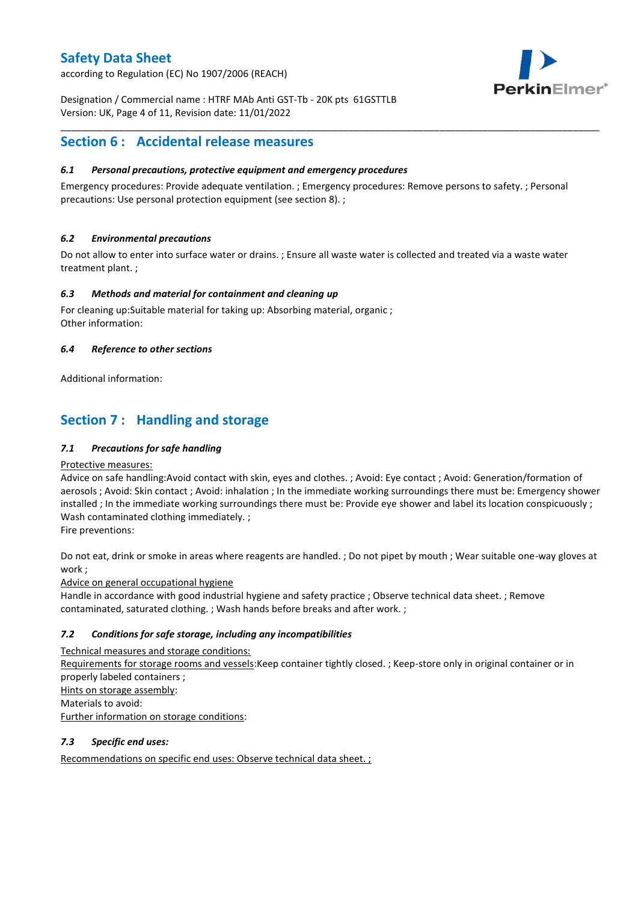## Section 6 : Accidental release measures

### *6.1 Personal precautions, protective equipment and emergency procedures*

Emergency procedures: Provide adequate ventilation. ; Emergency procedures: Remove persons to safety. ; Personal precautions: Use personal protection equipment (see section 8). ;

### *6.2 Environmental precautions*

Do not allow to enter into surface water or drains. ; Ensure all waste water is collected and treated via a waste water treatment plant. ;

### *6.3 Methods and material for containment and cleaning up*

For cleaning up:Suitable material for taking up: Absorbing material, organic ;
Other information:

### *6.4 Reference to other sections*

Additional information:

## Section 7 : Handling and storage

### *7.1 Precautions for safe handling*

Protective measures:
Advice on safe handling:Avoid contact with skin, eyes and clothes. ; Avoid: Eye contact ; Avoid: Generation/formation of aerosols ; Avoid: Skin contact ; Avoid: inhalation ; In the immediate working surroundings there must be: Emergency shower installed ; In the immediate working surroundings there must be: Provide eye shower and label its location conspicuously ; Wash contaminated clothing immediately. ;
Fire preventions:

Do not eat, drink or smoke in areas where reagents are handled. ; Do not pipet by mouth ; Wear suitable one-way gloves at work ;
Advice on general occupational hygiene
Handle in accordance with good industrial hygiene and safety practice ; Observe technical data sheet. ; Remove contaminated, saturated clothing. ; Wash hands before breaks and after work. ;

### *7.2 Conditions for safe storage, including any incompatibilities*

Technical measures and storage conditions:
Requirements for storage rooms and vessels:Keep container tightly closed. ; Keep-store only in original container or in properly labeled containers ;
Hints on storage assembly:
Materials to avoid:
Further information on storage conditions:

### *7.3 Specific end uses:*

Recommendations on specific end uses: Observe technical data sheet. ;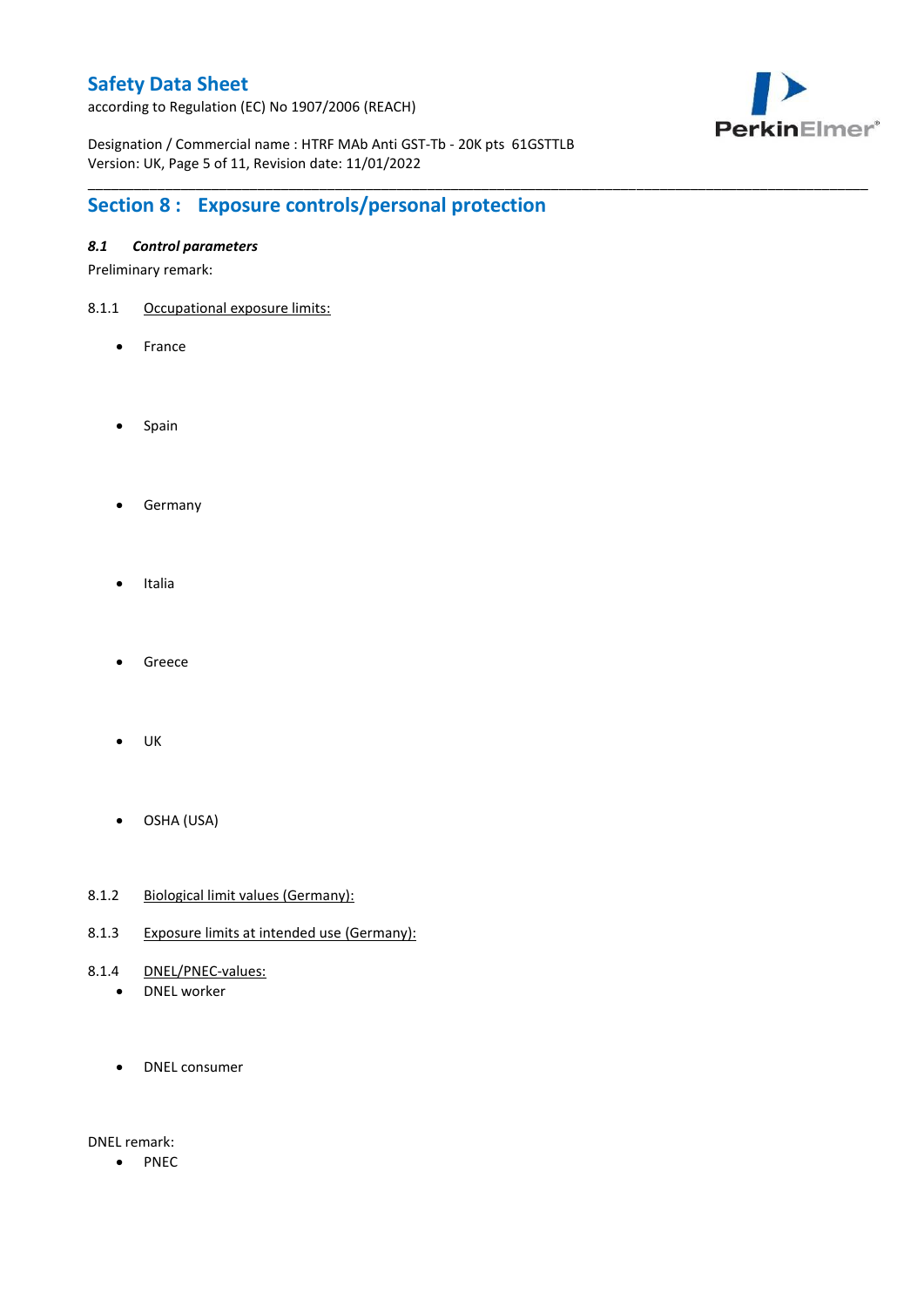## Section 8 : Exposure controls/personal protection

### *8.1 Control parameters*

Preliminary remark:

8.1.1 Occupational exposure limits:

- France
- Spain
- Germany
- Italia
- Greece
- UK
- OSHA (USA)

8.1.2 Biological limit values (Germany):

8.1.3 Exposure limits at intended use (Germany):

8.1.4 DNEL/PNEC-values:

- DNEL worker
- DNEL consumer

DNEL remark:

- PNEC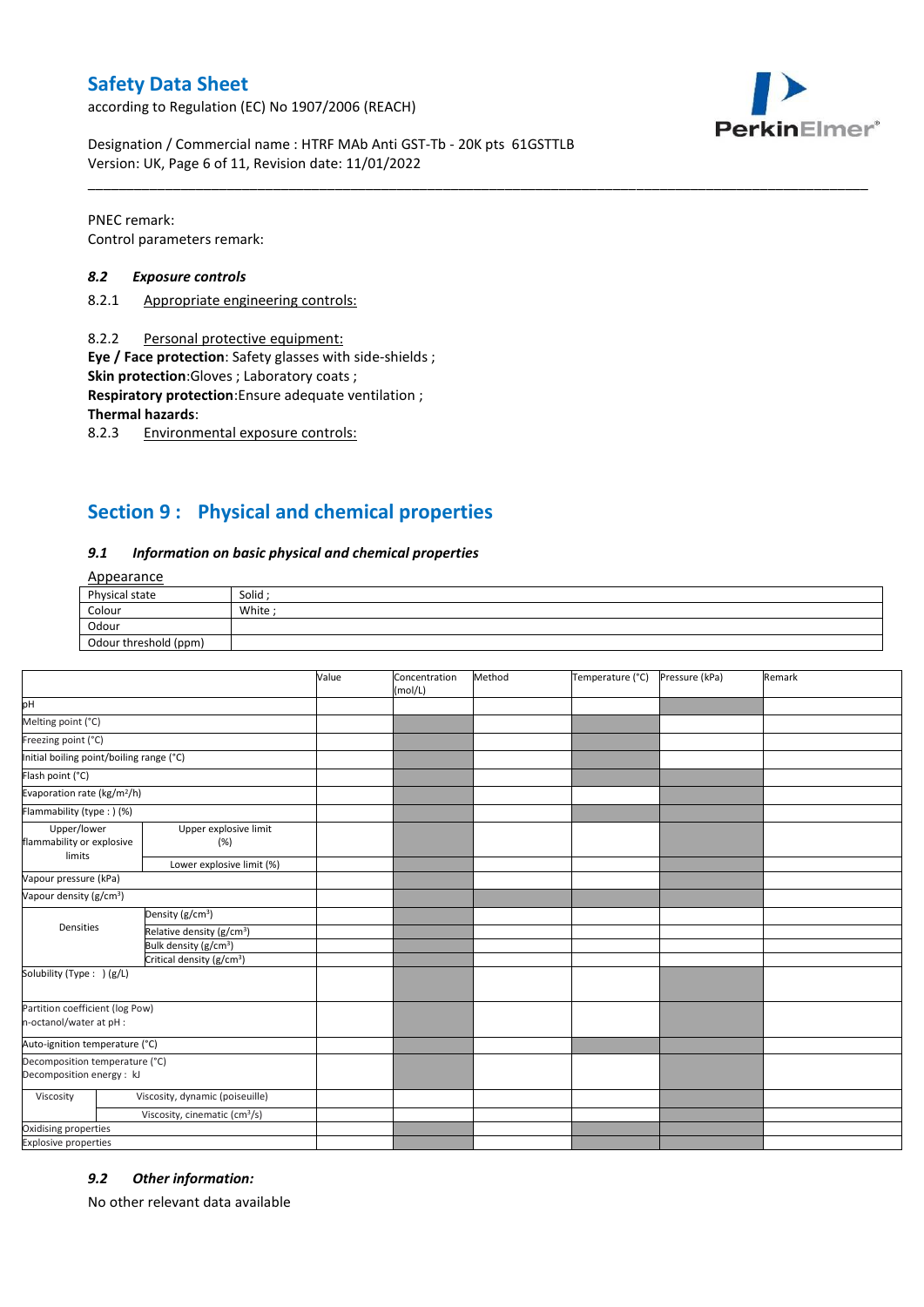PNEC remark:
Control parameters remark:

### 8.2 Exposure controls

8.2.1 Appropriate engineering controls:

8.2.2 Personal protective equipment:

**Eye / Face protection**: Safety glasses with side-shields ;
**Skin protection**:Gloves ; Laboratory coats ;
**Respiratory protection**:Ensure adequate ventilation ;
**Thermal hazards**:

8.2.3 Environmental exposure controls:

## Section 9 : Physical and chemical properties

### 9.1 Information on basic physical and chemical properties

Appearance

| Physical state | Solid ; |
|---|---|
| Colour | White ; |
| Odour | |
| Odour threshold (ppm) | |

| | | Value | Concentration (mol/L) | Method | Temperature (°C) | Pressure (kPa) | Remark |
|---|---|---|---|---|---|---|---|
| pH | | | | | | | |
| Melting point (°C) | | | | | | | |
| Freezing point (°C) | | | | | | | |
| Initial boiling point/boiling range (°C) | | | | | | | |
| Flash point (°C) | | | | | | | |
| Evaporation rate (kg/m²/h) | | | | | | | |
| Flammability (type : ) (%) | | | | | | | |
| Upper/lower flammability or explosive limits | Upper explosive limit (%) | | | | | | |
| | Lower explosive limit (%) | | | | | | |
| Vapour pressure (kPa) | | | | | | | |
| Vapour density (g/cm³) | | | | | | | |
| Densities | Density (g/cm³) | | | | | | |
| | Relative density (g/cm³) | | | | | | |
| | Bulk density (g/cm³) | | | | | | |
| | Critical density (g/cm³) | | | | | | |
| Solubility (Type : ) (g/L) | | | | | | | |
| Partition coefficient (log Pow) n-octanol/water at pH : | | | | | | | |
| Auto-ignition temperature (°C) | | | | | | | |
| Decomposition temperature (°C) Decomposition energy : kJ | | | | | | | |
| Viscosity | Viscosity, dynamic (poiseuille) | | | | | | |
| | Viscosity, cinematic (cm³/s) | | | | | | |
| Oxidising properties | | | | | | | |
| Explosive properties | | | | | | | |

### 9.2 Other information:

No other relevant data available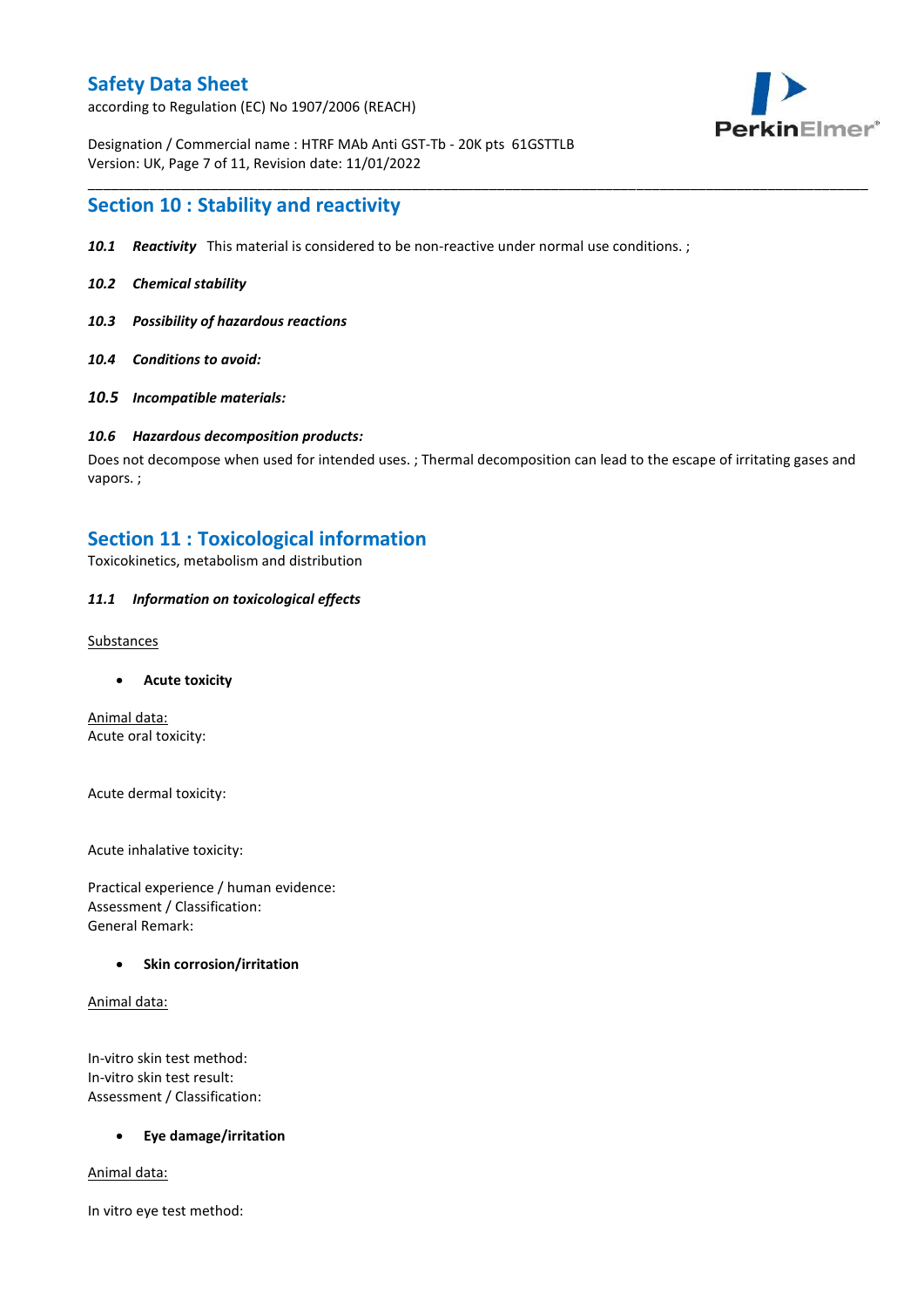## Section 10 : Stability and reactivity

***10.1 Reactivity*** This material is considered to be non-reactive under normal use conditions. ;

***10.2 Chemical stability***

***10.3 Possibility of hazardous reactions***

***10.4 Conditions to avoid:***

***10.5 Incompatible materials:***

***10.6 Hazardous decomposition products:***

Does not decompose when used for intended uses. ; Thermal decomposition can lead to the escape of irritating gases and vapors. ;

## Section 11 : Toxicological information

Toxicokinetics, metabolism and distribution

***11.1 Information on toxicological effects***

<u>Substances</u>

- **Acute toxicity**

<u>Animal data:</u>
Acute oral toxicity:

Acute dermal toxicity:

Acute inhalative toxicity:

Practical experience / human evidence:
Assessment / Classification:
General Remark:

- **Skin corrosion/irritation**

<u>Animal data:</u>

In-vitro skin test method:
In-vitro skin test result:
Assessment / Classification:

- **Eye damage/irritation**

<u>Animal data:</u>

In vitro eye test method: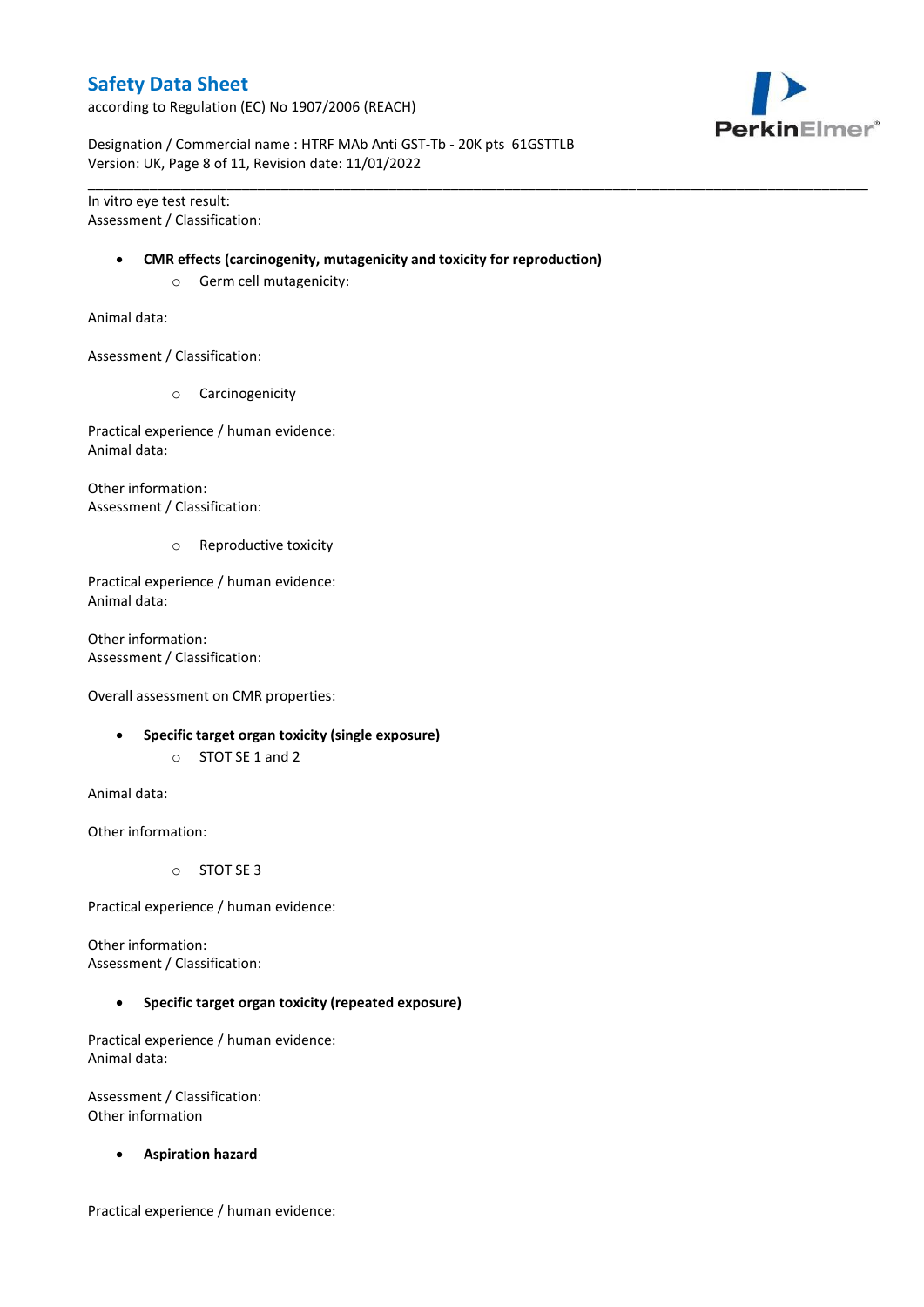In vitro eye test result:
Assessment / Classification:

- **CMR effects (carcinogenity, mutagenicity and toxicity for reproduction)**
    - Germ cell mutagenicity:

Animal data:

Assessment / Classification:

- Carcinogenicity

Practical experience / human evidence:
Animal data:

Other information:
Assessment / Classification:

- Reproductive toxicity

Practical experience / human evidence:
Animal data:

Other information:
Assessment / Classification:

Overall assessment on CMR properties:

- **Specific target organ toxicity (single exposure)**
    - STOT SE 1 and 2

Animal data:

Other information:

- STOT SE 3

Practical experience / human evidence:

Other information:
Assessment / Classification:

- **Specific target organ toxicity (repeated exposure)**

Practical experience / human evidence:
Animal data:

Assessment / Classification:
Other information

- **Aspiration hazard**

Practical experience / human evidence: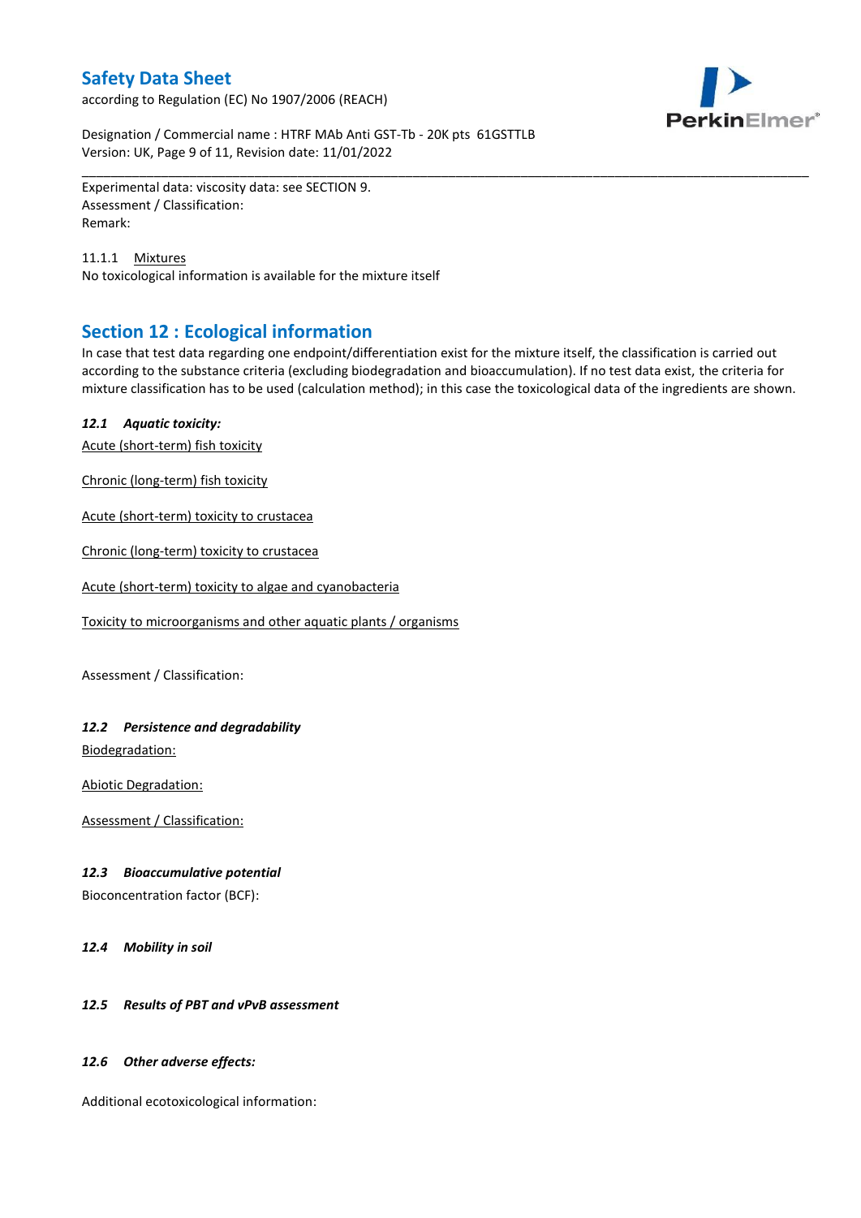Experimental data: viscosity data: see SECTION 9.
Assessment / Classification:
Remark:

11.1.1 Mixtures
No toxicological information is available for the mixture itself

## Section 12 : Ecological information

In case that test data regarding one endpoint/differentiation exist for the mixture itself, the classification is carried out according to the substance criteria (excluding biodegradation and bioaccumulation). If no test data exist, the criteria for mixture classification has to be used (calculation method); in this case the toxicological data of the ingredients are shown.

### *12.1 Aquatic toxicity:*

Acute (short-term) fish toxicity

Chronic (long-term) fish toxicity

Acute (short-term) toxicity to crustacea

Chronic (long-term) toxicity to crustacea

Acute (short-term) toxicity to algae and cyanobacteria

Toxicity to microorganisms and other aquatic plants / organisms

Assessment / Classification:

### *12.2 Persistence and degradability*

Biodegradation:

Abiotic Degradation:

Assessment / Classification:

### *12.3 Bioaccumulative potential*

Bioconcentration factor (BCF):

### *12.4 Mobility in soil*

### *12.5 Results of PBT and vPvB assessment*

### *12.6 Other adverse effects:*

Additional ecotoxicological information: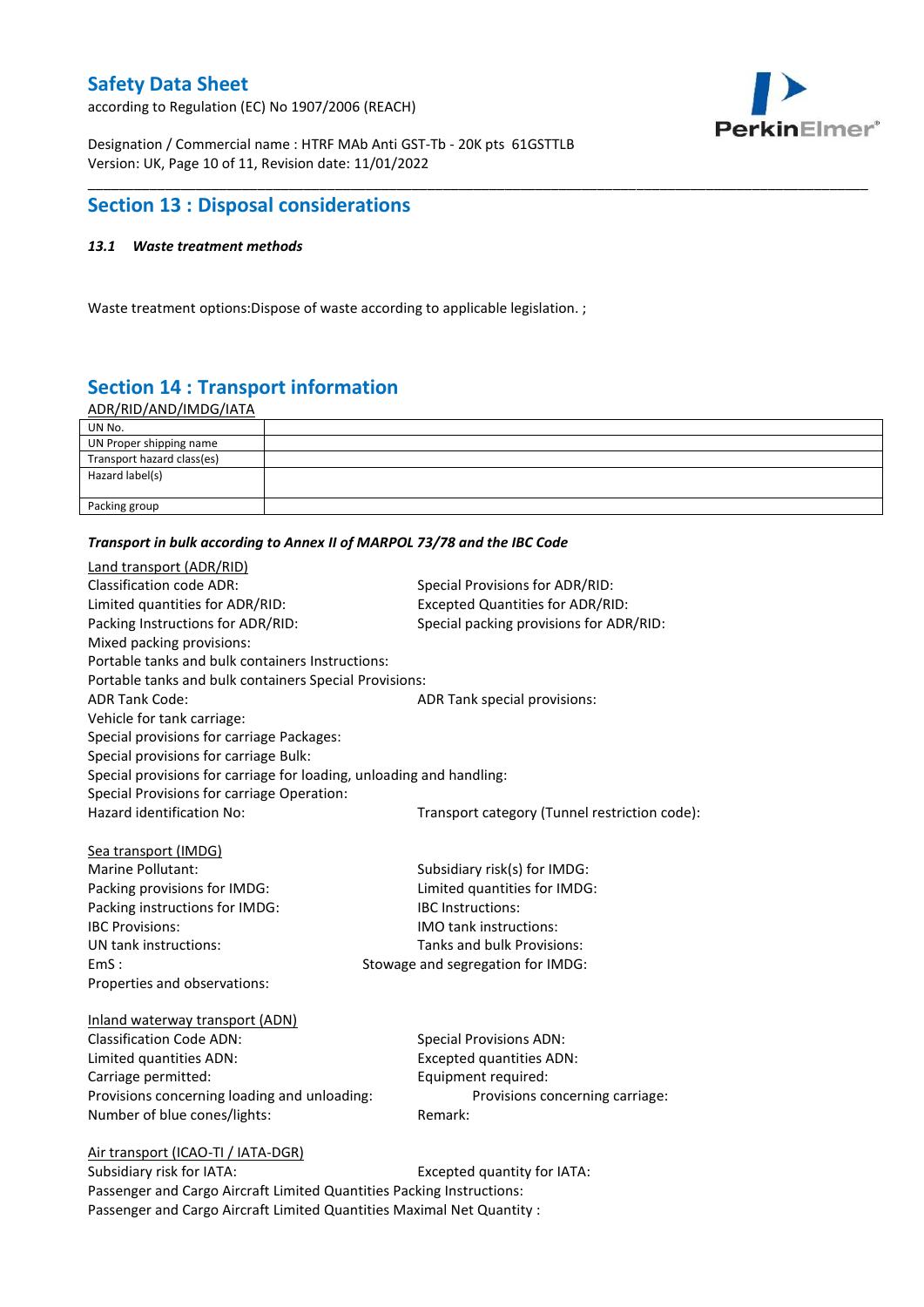## Section 13 : Disposal considerations

### *13.1 Waste treatment methods*

Waste treatment options:Dispose of waste according to applicable legislation. ;

## Section 14 : Transport information

ADR/RID/AND/IMDG/IATA

| UN No. | |
|---|---|
| UN Proper shipping name | |
| Transport hazard class(es) | |
| Hazard label(s) | |
| Packing group | |

***Transport in bulk according to Annex II of MARPOL 73/78 and the IBC Code***

Land transport (ADR/RID)

Classification code ADR:
Special Provisions for ADR/RID:
Limited quantities for ADR/RID:
Excepted Quantities for ADR/RID:
Packing Instructions for ADR/RID:
Special packing provisions for ADR/RID:
Mixed packing provisions:
Portable tanks and bulk containers Instructions:
Portable tanks and bulk containers Special Provisions:
ADR Tank Code:
ADR Tank special provisions:
Vehicle for tank carriage:
Special provisions for carriage Packages:
Special provisions for carriage Bulk:
Special provisions for carriage for loading, unloading and handling:
Special Provisions for carriage Operation:
Hazard identification No:
Transport category (Tunnel restriction code):

Sea transport (IMDG)

Marine Pollutant:
Subsidiary risk(s) for IMDG:
Packing provisions for IMDG:
Limited quantities for IMDG:
Packing instructions for IMDG:
IBC Instructions:
IBC Provisions:
IMO tank instructions:
UN tank instructions:
Tanks and bulk Provisions:
EmS :
Stowage and segregation for IMDG:
Properties and observations:

Inland waterway transport (ADN)

Classification Code ADN:
Special Provisions ADN:
Limited quantities ADN:
Excepted quantities ADN:
Carriage permitted:
Equipment required:
Provisions concerning loading and unloading:
Provisions concerning carriage:
Number of blue cones/lights:
Remark:

Air transport (ICAO-TI / IATA-DGR)

Subsidiary risk for IATA:
Excepted quantity for IATA:
Passenger and Cargo Aircraft Limited Quantities Packing Instructions:
Passenger and Cargo Aircraft Limited Quantities Maximal Net Quantity :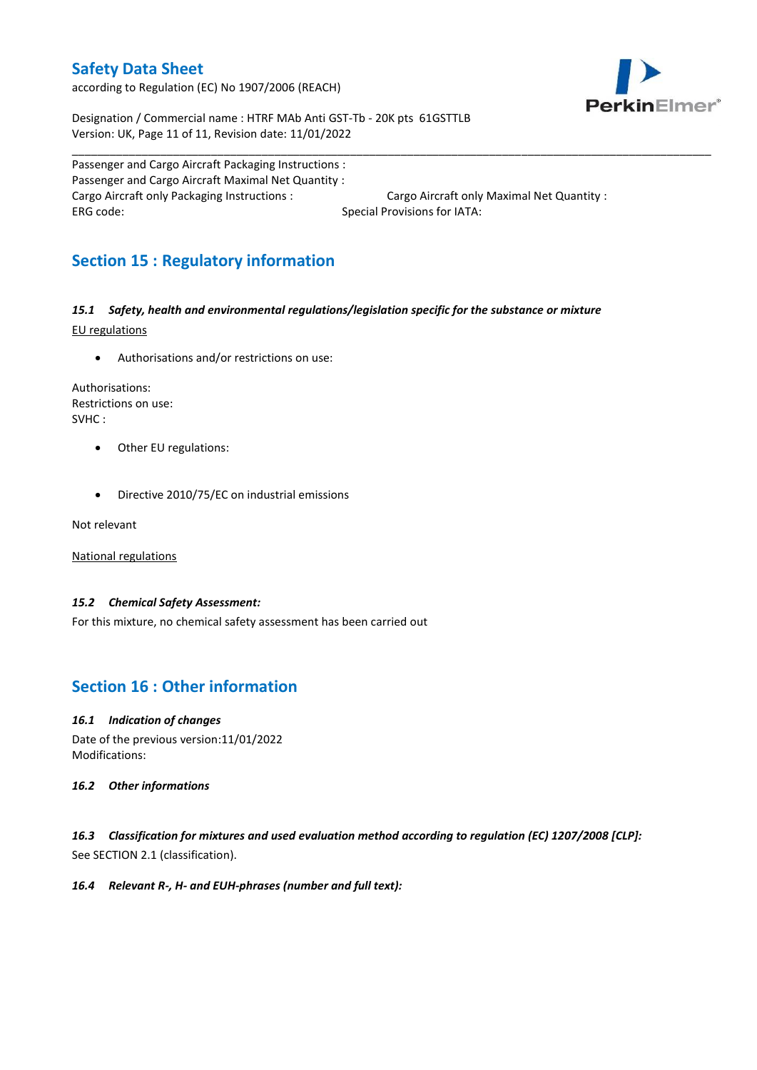Passenger and Cargo Aircraft Packaging Instructions :
Passenger and Cargo Aircraft Maximal Net Quantity :
Cargo Aircraft only Packaging Instructions : Cargo Aircraft only Maximal Net Quantity :
ERG code: Special Provisions for IATA:

## Section 15 : Regulatory information

### *15.1 Safety, health and environmental regulations/legislation specific for the substance or mixture*

EU regulations

- Authorisations and/or restrictions on use:

Authorisations:
Restrictions on use:
SVHC :

- Other EU regulations:

- Directive 2010/75/EC on industrial emissions

Not relevant

National regulations

### *15.2 Chemical Safety Assessment:*

For this mixture, no chemical safety assessment has been carried out

## Section 16 : Other information

### *16.1 Indication of changes*

Date of the previous version:11/01/2022
Modifications:

### *16.2 Other informations*

### *16.3 Classification for mixtures and used evaluation method according to regulation (EC) 1207/2008 [CLP]:*

See SECTION 2.1 (classification).

### *16.4 Relevant R-, H- and EUH-phrases (number and full text):*